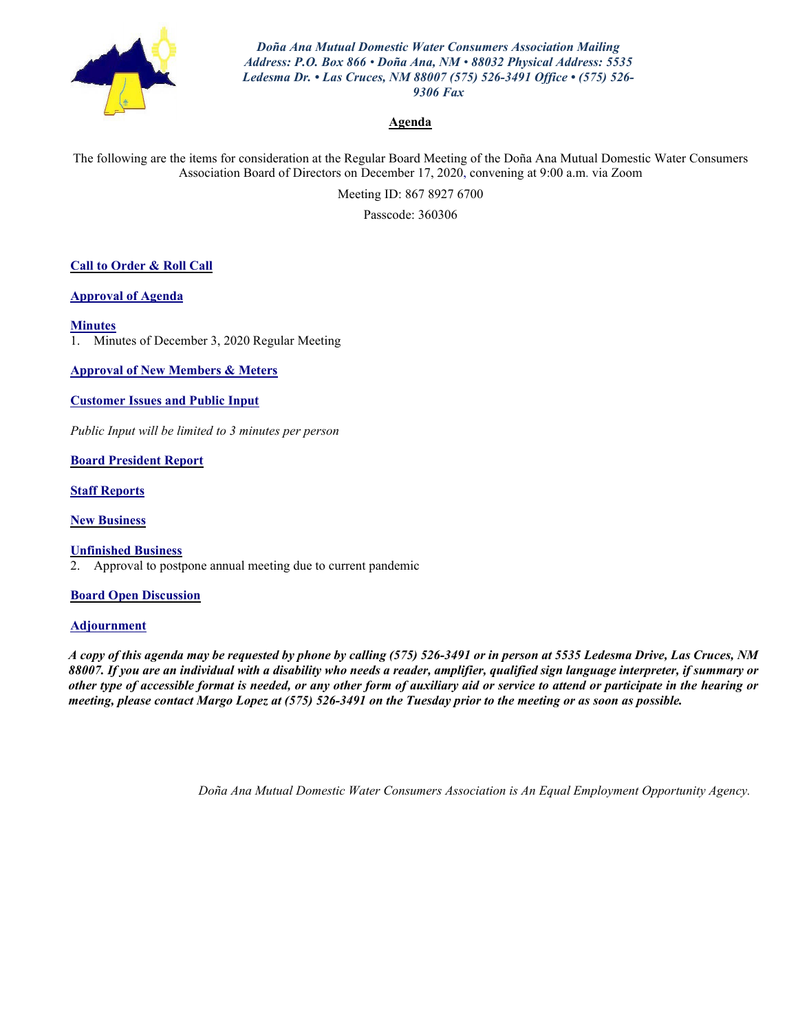*Doña Ana Mutual Domestic Water Consumers Association Mailing Address: P.O. Box 866 • Doña Ana, NM • 88032 Physical Address: 5535 Ledesma Dr. • Las Cruces, NM 88007 (575) 526-3491 Office • (575) 526-9306 Fax*

# Agenda

The following are the items for consideration at the Regular Board Meeting of the Doña Ana Mutual Domestic Water Consumers Association Board of Directors on December 17, 2020, convening at 9:00 a.m. via Zoom

Meeting ID: 867 8927 6700

Passcode: 360306

**Call to Order & Roll Call**

**Approval of Agenda**

**Minutes**

1. Minutes of December 3, 2020 Regular Meeting

**Approval of New Members & Meters**

**Customer Issues and Public Input**

*Public Input will be limited to 3 minutes per person*

**Board President Report**

**Staff Reports**

**New Business**

**Unfinished Business**

2. Approval to postpone annual meeting due to current pandemic

**Board Open Discussion**

**Adjournment**

***A copy of this agenda may be requested by phone by calling (575) 526-3491 or in person at 5535 Ledesma Drive, Las Cruces, NM 88007. If you are an individual with a disability who needs a reader, amplifier, qualified sign language interpreter, if summary or other type of accessible format is needed, or any other form of auxiliary aid or service to attend or participate in the hearing or meeting, please contact Margo Lopez at (575) 526-3491 on the Tuesday prior to the meeting or as soon as possible.***

*Doña Ana Mutual Domestic Water Consumers Association is An Equal Employment Opportunity Agency.*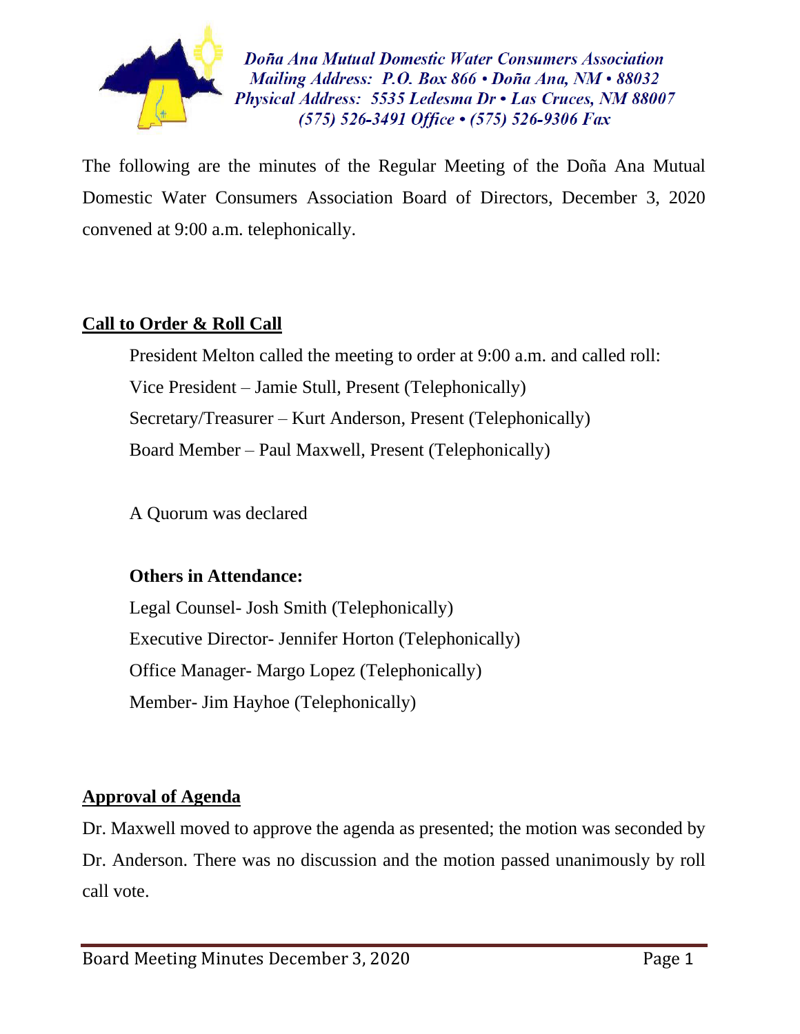*Doña Ana Mutual Domestic Water Consumers Association*
*Mailing Address: P.O. Box 866 • Doña Ana, NM • 88032*
*Physical Address: 5535 Ledesma Dr • Las Cruces, NM 88007*
*(575) 526-3491 Office • (575) 526-9306 Fax*

The following are the minutes of the Regular Meeting of the Doña Ana Mutual Domestic Water Consumers Association Board of Directors, December 3, 2020 convened at 9:00 a.m. telephonically.

## Call to Order & Roll Call

President Melton called the meeting to order at 9:00 a.m. and called roll:

Vice President – Jamie Stull, Present (Telephonically)

Secretary/Treasurer – Kurt Anderson, Present (Telephonically)

Board Member – Paul Maxwell, Present (Telephonically)

A Quorum was declared

**Others in Attendance:**

Legal Counsel- Josh Smith (Telephonically)

Executive Director- Jennifer Horton (Telephonically)

Office Manager- Margo Lopez (Telephonically)

Member- Jim Hayhoe (Telephonically)

## Approval of Agenda

Dr. Maxwell moved to approve the agenda as presented; the motion was seconded by Dr. Anderson. There was no discussion and the motion passed unanimously by roll call vote.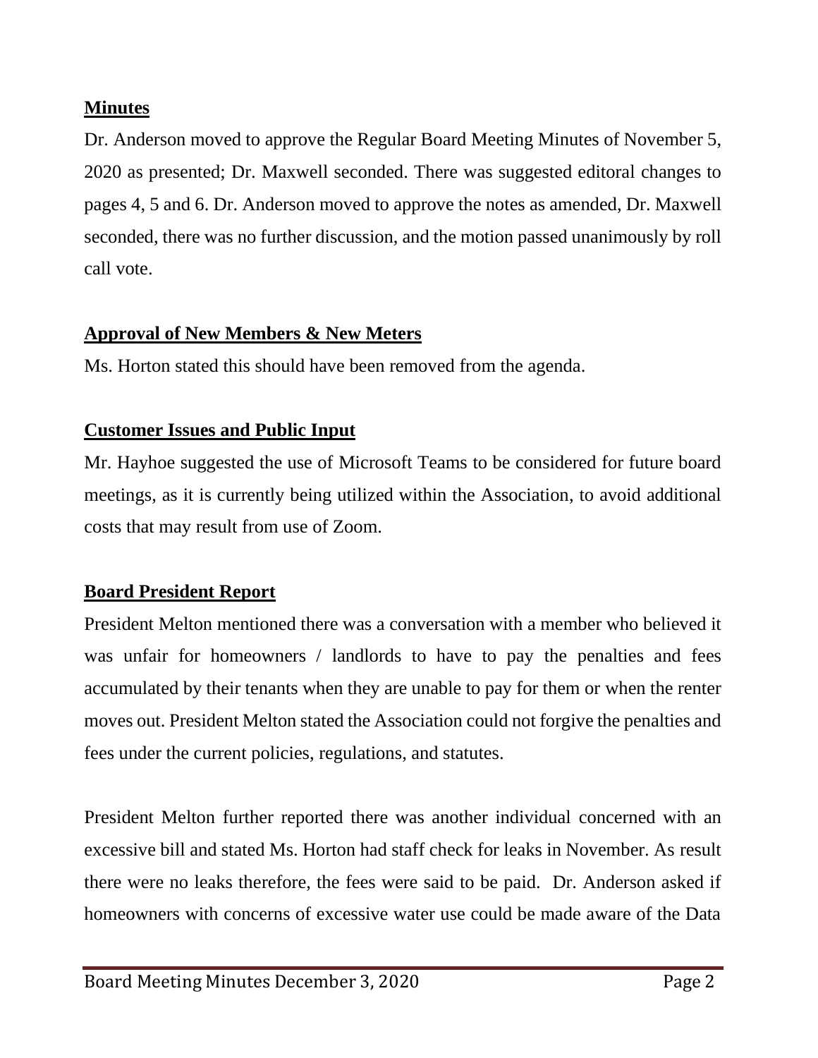**Minutes**

Dr. Anderson moved to approve the Regular Board Meeting Minutes of November 5, 2020 as presented; Dr. Maxwell seconded. There was suggested editoral changes to pages 4, 5 and 6. Dr. Anderson moved to approve the notes as amended, Dr. Maxwell seconded, there was no further discussion, and the motion passed unanimously by roll call vote.

**Approval of New Members & New Meters**

Ms. Horton stated this should have been removed from the agenda.

**Customer Issues and Public Input**

Mr. Hayhoe suggested the use of Microsoft Teams to be considered for future board meetings, as it is currently being utilized within the Association, to avoid additional costs that may result from use of Zoom.

**Board President Report**

President Melton mentioned there was a conversation with a member who believed it was unfair for homeowners / landlords to have to pay the penalties and fees accumulated by their tenants when they are unable to pay for them or when the renter moves out. President Melton stated the Association could not forgive the penalties and fees under the current policies, regulations, and statutes.

President Melton further reported there was another individual concerned with an excessive bill and stated Ms. Horton had staff check for leaks in November. As result there were no leaks therefore, the fees were said to be paid. Dr. Anderson asked if homeowners with concerns of excessive water use could be made aware of the Data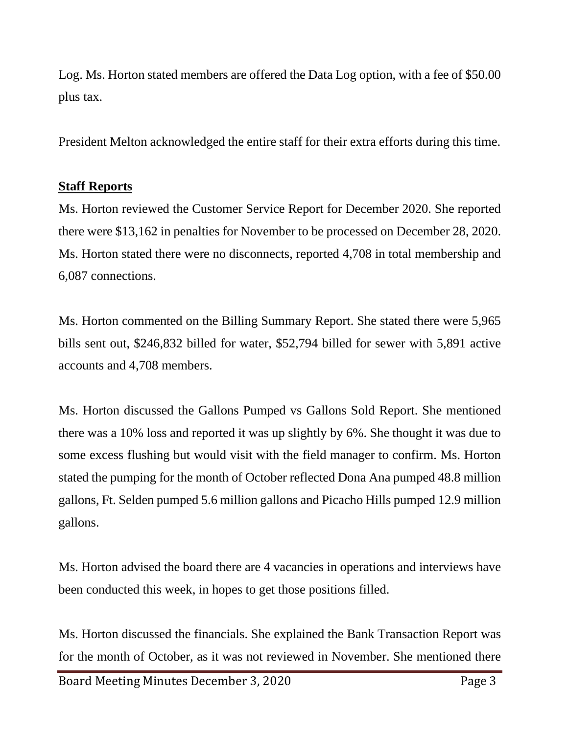Log. Ms. Horton stated members are offered the Data Log option, with a fee of $50.00 plus tax.

President Melton acknowledged the entire staff for their extra efforts during this time.

## Staff Reports

Ms. Horton reviewed the Customer Service Report for December 2020. She reported there were $13,162 in penalties for November to be processed on December 28, 2020. Ms. Horton stated there were no disconnects, reported 4,708 in total membership and 6,087 connections.

Ms. Horton commented on the Billing Summary Report. She stated there were 5,965 bills sent out, $246,832 billed for water, $52,794 billed for sewer with 5,891 active accounts and 4,708 members.

Ms. Horton discussed the Gallons Pumped vs Gallons Sold Report. She mentioned there was a 10% loss and reported it was up slightly by 6%. She thought it was due to some excess flushing but would visit with the field manager to confirm. Ms. Horton stated the pumping for the month of October reflected Dona Ana pumped 48.8 million gallons, Ft. Selden pumped 5.6 million gallons and Picacho Hills pumped 12.9 million gallons.

Ms. Horton advised the board there are 4 vacancies in operations and interviews have been conducted this week, in hopes to get those positions filled.

Ms. Horton discussed the financials. She explained the Bank Transaction Report was for the month of October, as it was not reviewed in November. She mentioned there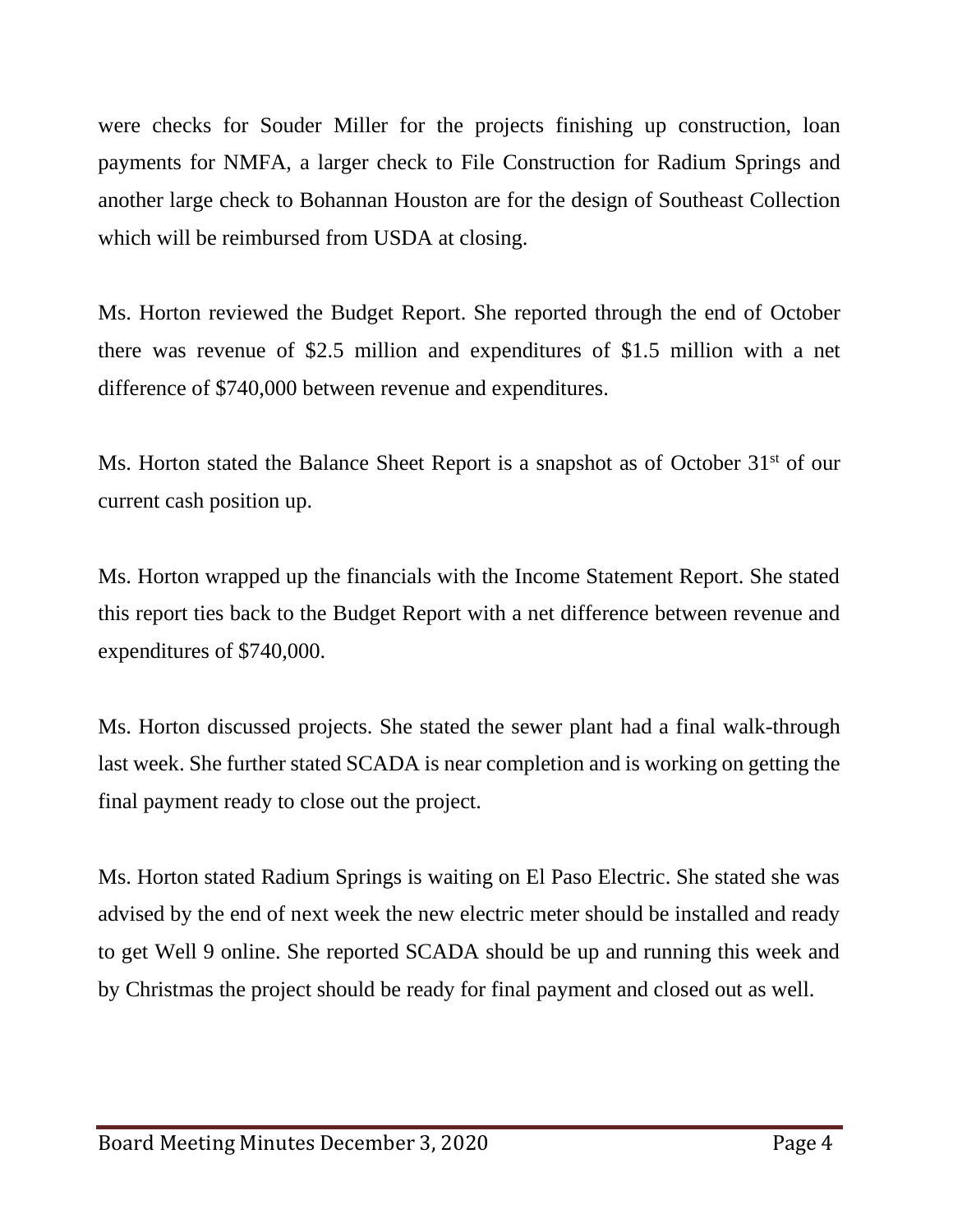were checks for Souder Miller for the projects finishing up construction, loan payments for NMFA, a larger check to File Construction for Radium Springs and another large check to Bohannan Houston are for the design of Southeast Collection which will be reimbursed from USDA at closing.

Ms. Horton reviewed the Budget Report. She reported through the end of October there was revenue of $2.5 million and expenditures of $1.5 million with a net difference of $740,000 between revenue and expenditures.

Ms. Horton stated the Balance Sheet Report is a snapshot as of October 31st of our current cash position up.

Ms. Horton wrapped up the financials with the Income Statement Report. She stated this report ties back to the Budget Report with a net difference between revenue and expenditures of $740,000.

Ms. Horton discussed projects. She stated the sewer plant had a final walk-through last week. She further stated SCADA is near completion and is working on getting the final payment ready to close out the project.

Ms. Horton stated Radium Springs is waiting on El Paso Electric. She stated she was advised by the end of next week the new electric meter should be installed and ready to get Well 9 online. She reported SCADA should be up and running this week and by Christmas the project should be ready for final payment and closed out as well.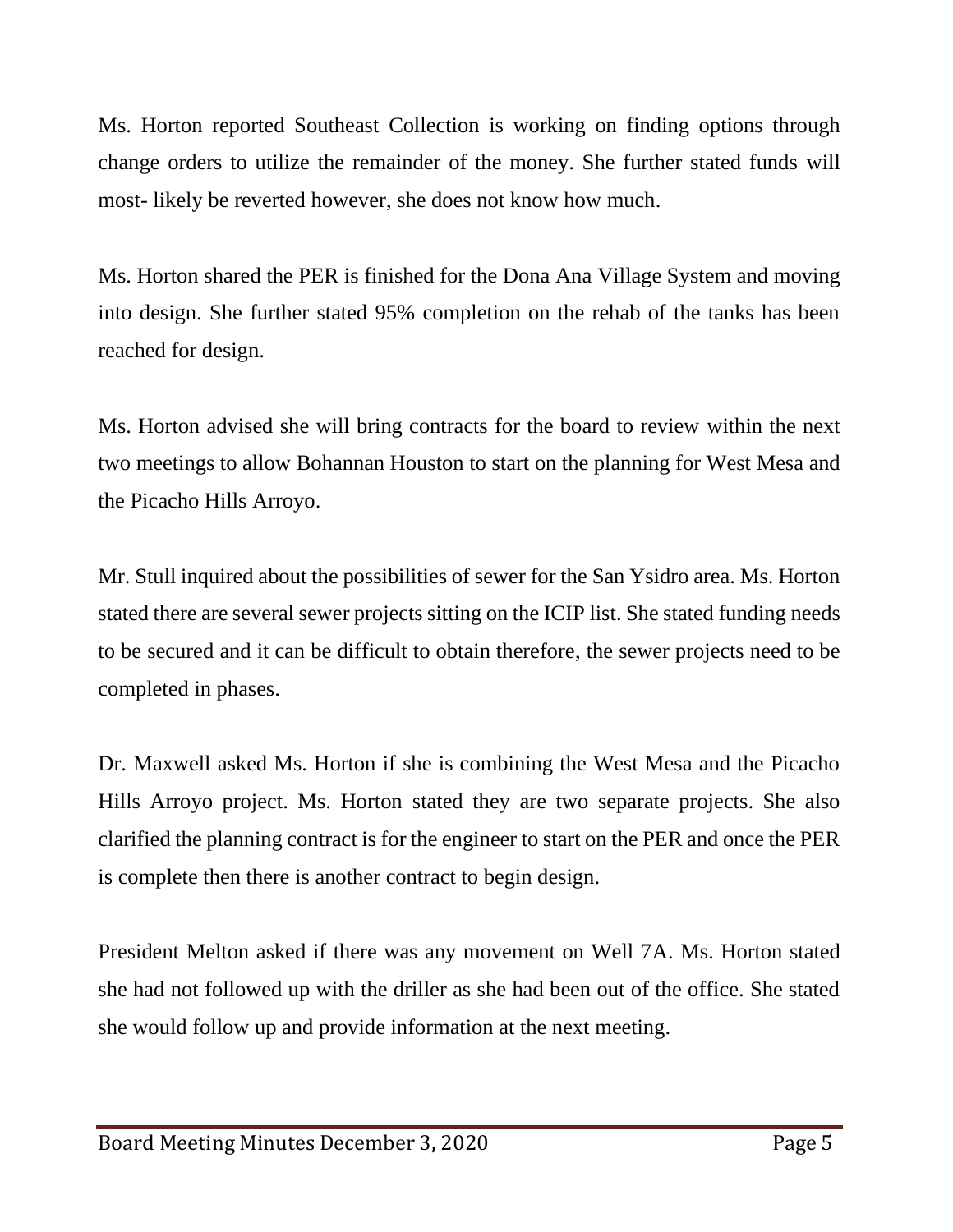Ms. Horton reported Southeast Collection is working on finding options through change orders to utilize the remainder of the money. She further stated funds will most- likely be reverted however, she does not know how much.

Ms. Horton shared the PER is finished for the Dona Ana Village System and moving into design. She further stated 95% completion on the rehab of the tanks has been reached for design.

Ms. Horton advised she will bring contracts for the board to review within the next two meetings to allow Bohannan Houston to start on the planning for West Mesa and the Picacho Hills Arroyo.

Mr. Stull inquired about the possibilities of sewer for the San Ysidro area. Ms. Horton stated there are several sewer projects sitting on the ICIP list. She stated funding needs to be secured and it can be difficult to obtain therefore, the sewer projects need to be completed in phases.

Dr. Maxwell asked Ms. Horton if she is combining the West Mesa and the Picacho Hills Arroyo project. Ms. Horton stated they are two separate projects. She also clarified the planning contract is for the engineer to start on the PER and once the PER is complete then there is another contract to begin design.

President Melton asked if there was any movement on Well 7A. Ms. Horton stated she had not followed up with the driller as she had been out of the office. She stated she would follow up and provide information at the next meeting.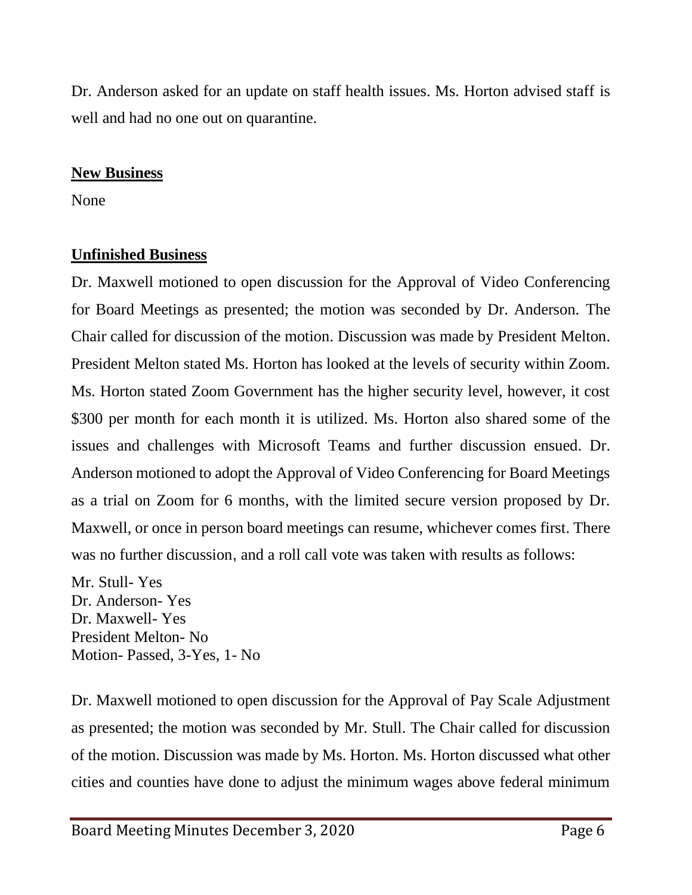Dr. Anderson asked for an update on staff health issues. Ms. Horton advised staff is well and had no one out on quarantine.

**New Business**

None

**Unfinished Business**

Dr. Maxwell motioned to open discussion for the Approval of Video Conferencing for Board Meetings as presented; the motion was seconded by Dr. Anderson. The Chair called for discussion of the motion. Discussion was made by President Melton. President Melton stated Ms. Horton has looked at the levels of security within Zoom. Ms. Horton stated Zoom Government has the higher security level, however, it cost \$300 per month for each month it is utilized. Ms. Horton also shared some of the issues and challenges with Microsoft Teams and further discussion ensued. Dr. Anderson motioned to adopt the Approval of Video Conferencing for Board Meetings as a trial on Zoom for 6 months, with the limited secure version proposed by Dr. Maxwell, or once in person board meetings can resume, whichever comes first. There was no further discussion, and a roll call vote was taken with results as follows:

Mr. Stull- Yes
Dr. Anderson- Yes
Dr. Maxwell- Yes
President Melton- No
Motion- Passed, 3-Yes, 1- No

Dr. Maxwell motioned to open discussion for the Approval of Pay Scale Adjustment as presented; the motion was seconded by Mr. Stull. The Chair called for discussion of the motion. Discussion was made by Ms. Horton. Ms. Horton discussed what other cities and counties have done to adjust the minimum wages above federal minimum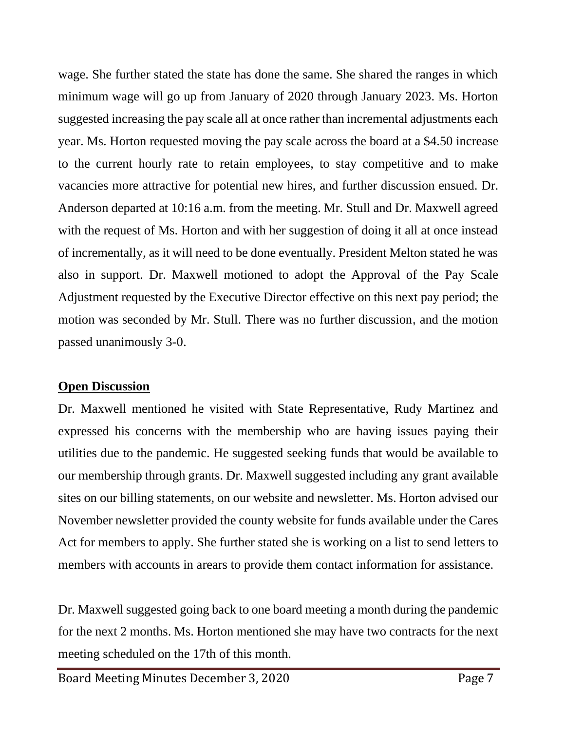wage. She further stated the state has done the same. She shared the ranges in which minimum wage will go up from January of 2020 through January 2023. Ms. Horton suggested increasing the pay scale all at once rather than incremental adjustments each year. Ms. Horton requested moving the pay scale across the board at a $4.50 increase to the current hourly rate to retain employees, to stay competitive and to make vacancies more attractive for potential new hires, and further discussion ensued. Dr. Anderson departed at 10:16 a.m. from the meeting. Mr. Stull and Dr. Maxwell agreed with the request of Ms. Horton and with her suggestion of doing it all at once instead of incrementally, as it will need to be done eventually. President Melton stated he was also in support. Dr. Maxwell motioned to adopt the Approval of the Pay Scale Adjustment requested by the Executive Director effective on this next pay period; the motion was seconded by Mr. Stull. There was no further discussion, and the motion passed unanimously 3-0.

**Open Discussion**

Dr. Maxwell mentioned he visited with State Representative, Rudy Martinez and expressed his concerns with the membership who are having issues paying their utilities due to the pandemic. He suggested seeking funds that would be available to our membership through grants. Dr. Maxwell suggested including any grant available sites on our billing statements, on our website and newsletter. Ms. Horton advised our November newsletter provided the county website for funds available under the Cares Act for members to apply. She further stated she is working on a list to send letters to members with accounts in arears to provide them contact information for assistance.

Dr. Maxwell suggested going back to one board meeting a month during the pandemic for the next 2 months. Ms. Horton mentioned she may have two contracts for the next meeting scheduled on the 17th of this month.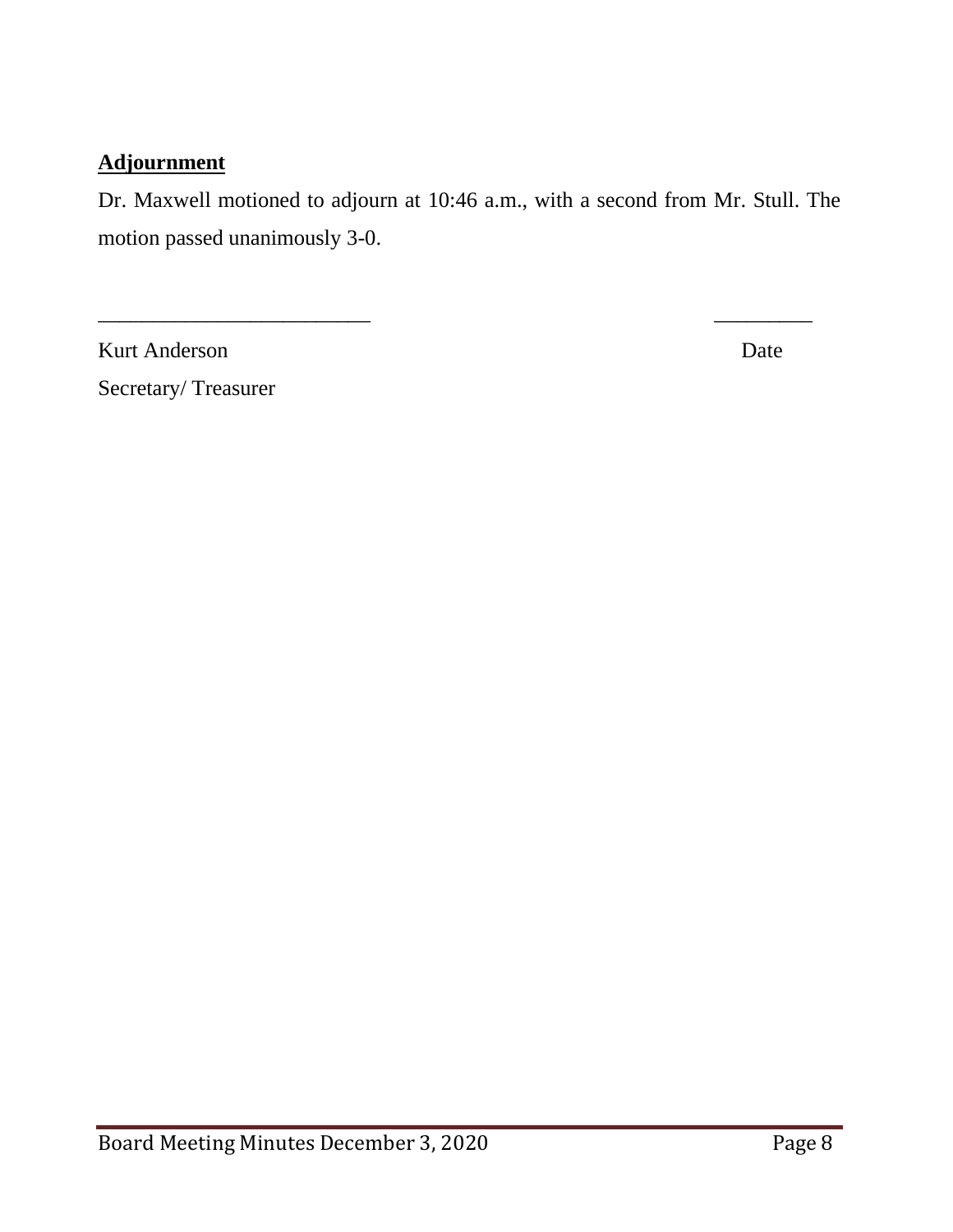## Adjournment

Dr. Maxwell motioned to adjourn at 10:46 a.m., with a second from Mr. Stull. The motion passed unanimously 3-0.

_________________________ _________

Kurt Anderson Date

Secretary/ Treasurer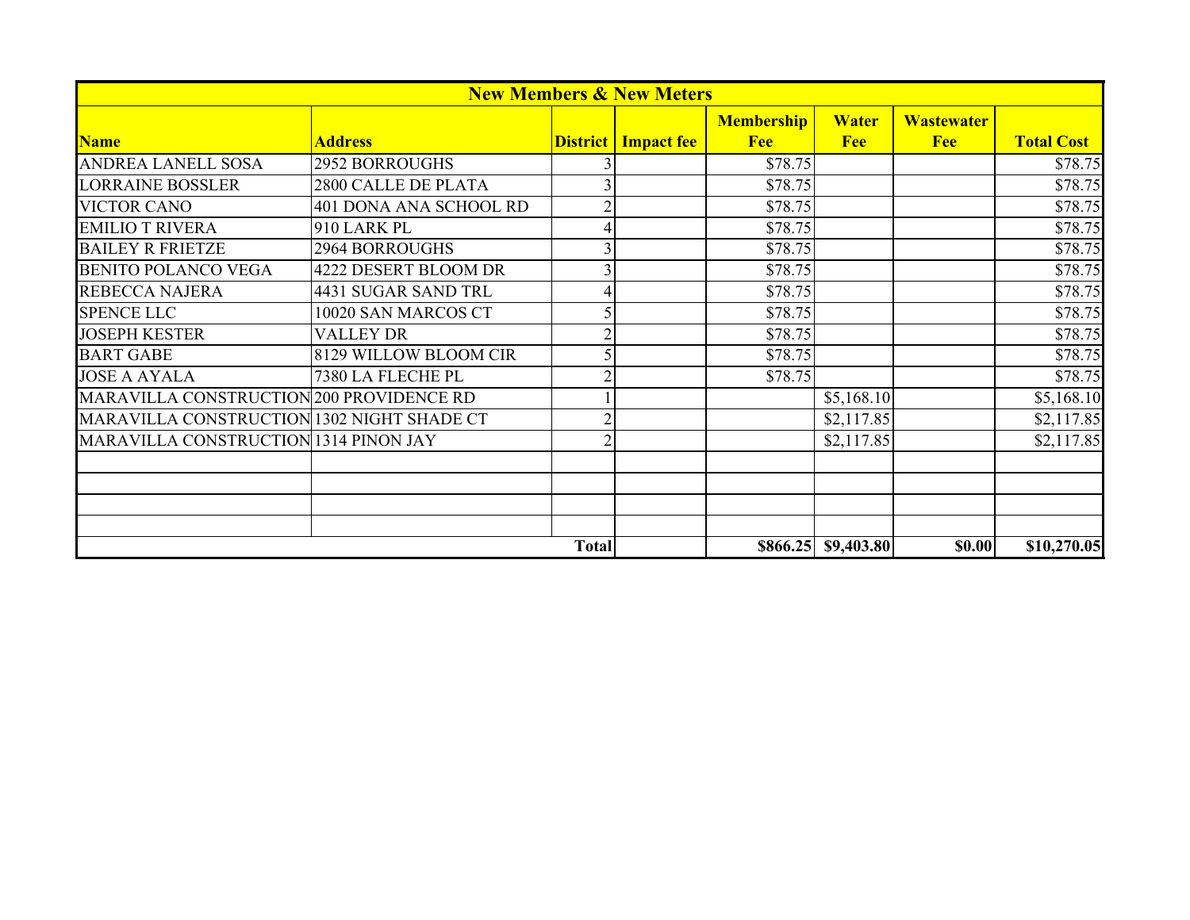| New Members & New Meters | | | | | | | |
|---|---|---|---|---|---|---|---|
| **Name** | **Address** | **District** | **Impact fee** | **Membership Fee** | **Water Fee** | **Wastewater Fee** | **Total Cost** |
| ANDREA LANELL SOSA | 2952 BORROUGHS | 3 | | $78.75 | | | $78.75 |
| LORRAINE BOSSLER | 2800 CALLE DE PLATA | 3 | | $78.75 | | | $78.75 |
| VICTOR CANO | 401 DONA ANA SCHOOL RD | 2 | | $78.75 | | | $78.75 |
| EMILIO T RIVERA | 910 LARK PL | 4 | | $78.75 | | | $78.75 |
| BAILEY R FRIETZE | 2964 BORROUGHS | 3 | | $78.75 | | | $78.75 |
| BENITO POLANCO VEGA | 4222 DESERT BLOOM DR | 3 | | $78.75 | | | $78.75 |
| REBECCA NAJERA | 4431 SUGAR SAND TRL | 4 | | $78.75 | | | $78.75 |
| SPENCE LLC | 10020 SAN MARCOS CT | 5 | | $78.75 | | | $78.75 |
| JOSEPH KESTER | VALLEY DR | 2 | | $78.75 | | | $78.75 |
| BART GABE | 8129 WILLOW BLOOM CIR | 5 | | $78.75 | | | $78.75 |
| JOSE A AYALA | 7380 LA FLECHE PL | 2 | | $78.75 | | | $78.75 |
| MARAVILLA CONSTRUCTION | 200 PROVIDENCE RD | 1 | | | $5,168.10 | | $5,168.10 |
| MARAVILLA CONSTRUCTION | 1302 NIGHT SHADE CT | 2 | | | $2,117.85 | | $2,117.85 |
| MARAVILLA CONSTRUCTION | 1314 PINON JAY | 2 | | | $2,117.85 | | $2,117.85 |
| | | | | | | | |
| | | | | | | | |
| | | | | | | | |
| | | | | | | | |
| | | **Total** | | **$866.25** | **$9,403.80** | **$0.00** | **$10,270.05** |